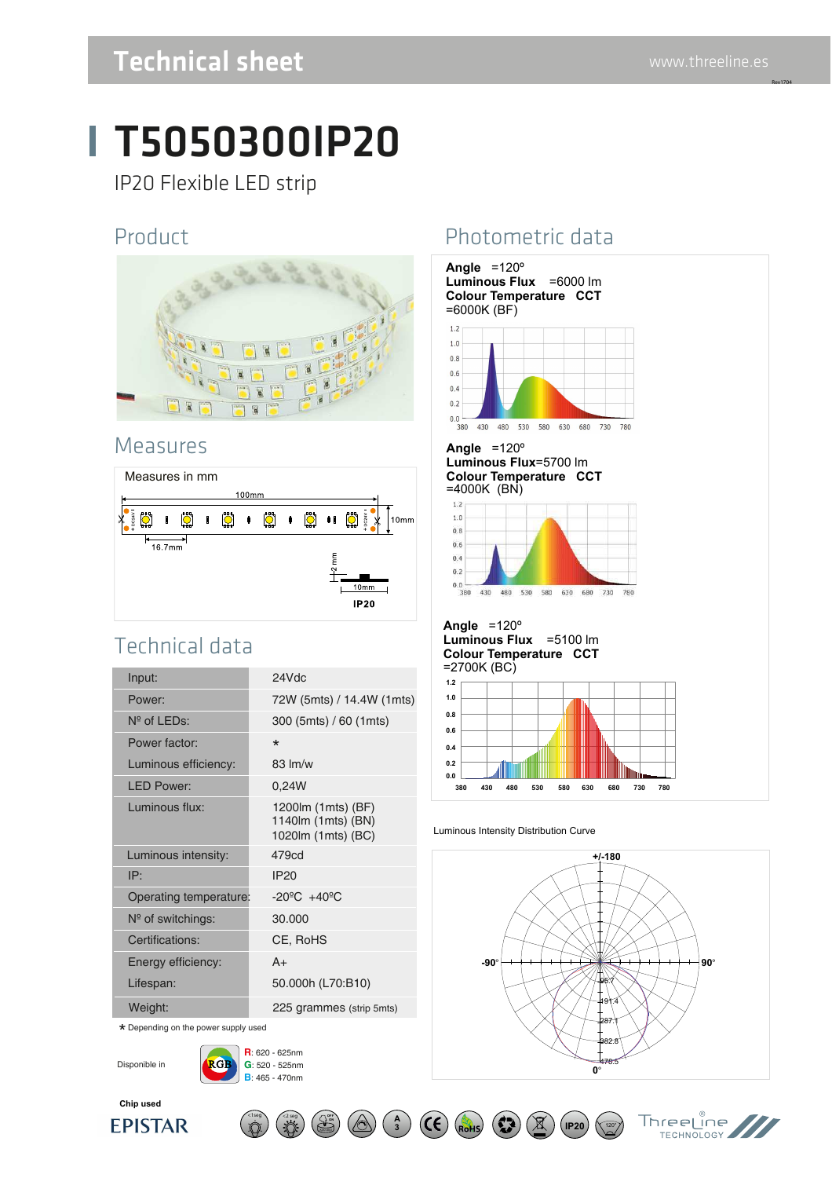# T5050300IP20

IP20 Flexible LED strip

## Product

## Measures

Measures in mm

100mm

10mm

16.7mm

2 mm

10mm

IP20

## Technical data

| | |
|---|---|
| Input: | 24Vdc |
| Power: | 72W (5mts) / 14.4W (1mts) |
| Nº of LEDs: | 300 (5mts) / 60 (1mts) |
| Power factor: | * |
| Luminous efficiency: | 83 lm/w |
| LED Power: | 0,24W |
| Luminous flux: | 1200lm (1mts) (BF)<br>1140lm (1mts) (BN)<br>1020lm (1mts) (BC) |
| Luminous intensity: | 479cd |
| IP: | IP20 |
| Operating temperature: | -20ºC +40ºC |
| Nº of switchings: | 30.000 |
| Certifications: | CE, RoHS |
| Energy efficiency: | A+ |
| Lifespan: | 50.000h (L70:B10) |
| Weight: | 225 grammes (strip 5mts) |

* Depending on the power supply used

Disponible in

R: 620 - 625nm
G: 520 - 525nm
B: 465 - 470nm

Chip used

EPISTAR

## Photometric data

**Angle** =120º
**Luminous Flux** =6000 lm
**Colour Temperature CCT** =6000K (BF)

**Angle** =120º
**Luminous Flux**=5700 lm
**Colour Temperature CCT** =4000K (BN)

**Angle** =120º
**Luminous Flux** =5100 lm
**Colour Temperature CCT** =2700K (BC)

Luminous Intensity Distribution Curve

+/-180

-90°

90°

0°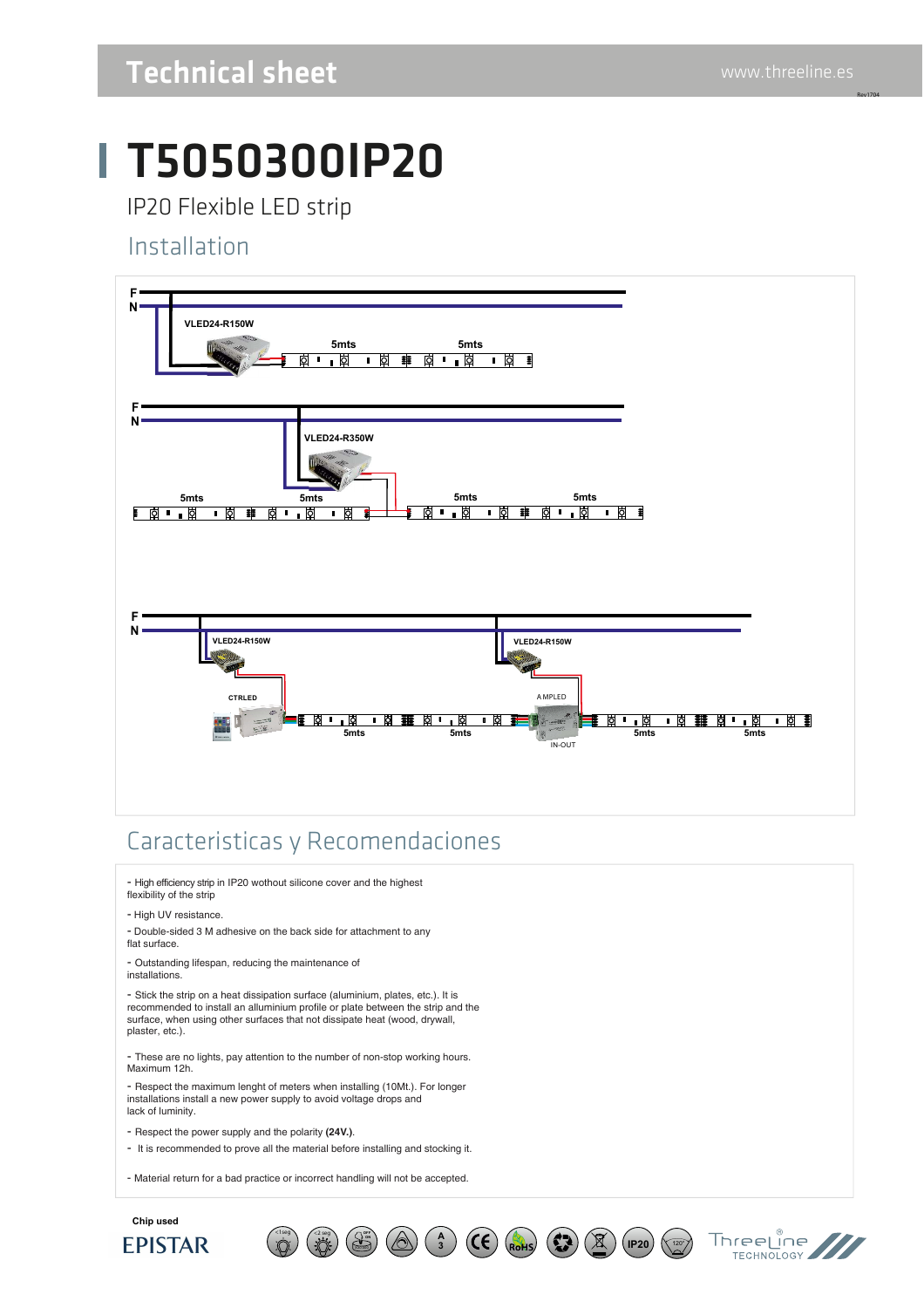# T5050300IP20

IP20 Flexible LED strip

## Installation

F
N
VLED24-R150W
5mts
5mts

F
N
VLED24-R350W
5mts
5mts
5mts
5mts

F
N
VLED24-R150W
VLED24-R150W
CTRLED
AMPLED
5mts
5mts
IN-OUT
5mts
5mts

## Caracteristicas y Recomendaciones

- High efficiency strip in IP20 wothout silicone cover and the highest flexibility of the strip
- High UV resistance.
- Double-sided 3 M adhesive on the back side for attachment to any flat surface.
- Outstanding lifespan, reducing the maintenance of installations.
- Stick the strip on a heat dissipation surface (aluminium, plates, etc.). It is recommended to install an alluminium profile or plate between the strip and the surface, when using other surfaces that not dissipate heat (wood, drywall, plaster, etc.).
- These are no lights, pay attention to the number of non-stop working hours. Maximum 12h.
- Respect the maximum lenght of meters when installing (10Mt.). For longer installations install a new power supply to avoid voltage drops and lack of luminity.
- Respect the power supply and the polarity **(24V.)**.
- It is recommended to prove all the material before installing and stocking it.
- Material return for a bad practice or incorrect handling will not be accepted.

**Chip used**

EPISTAR